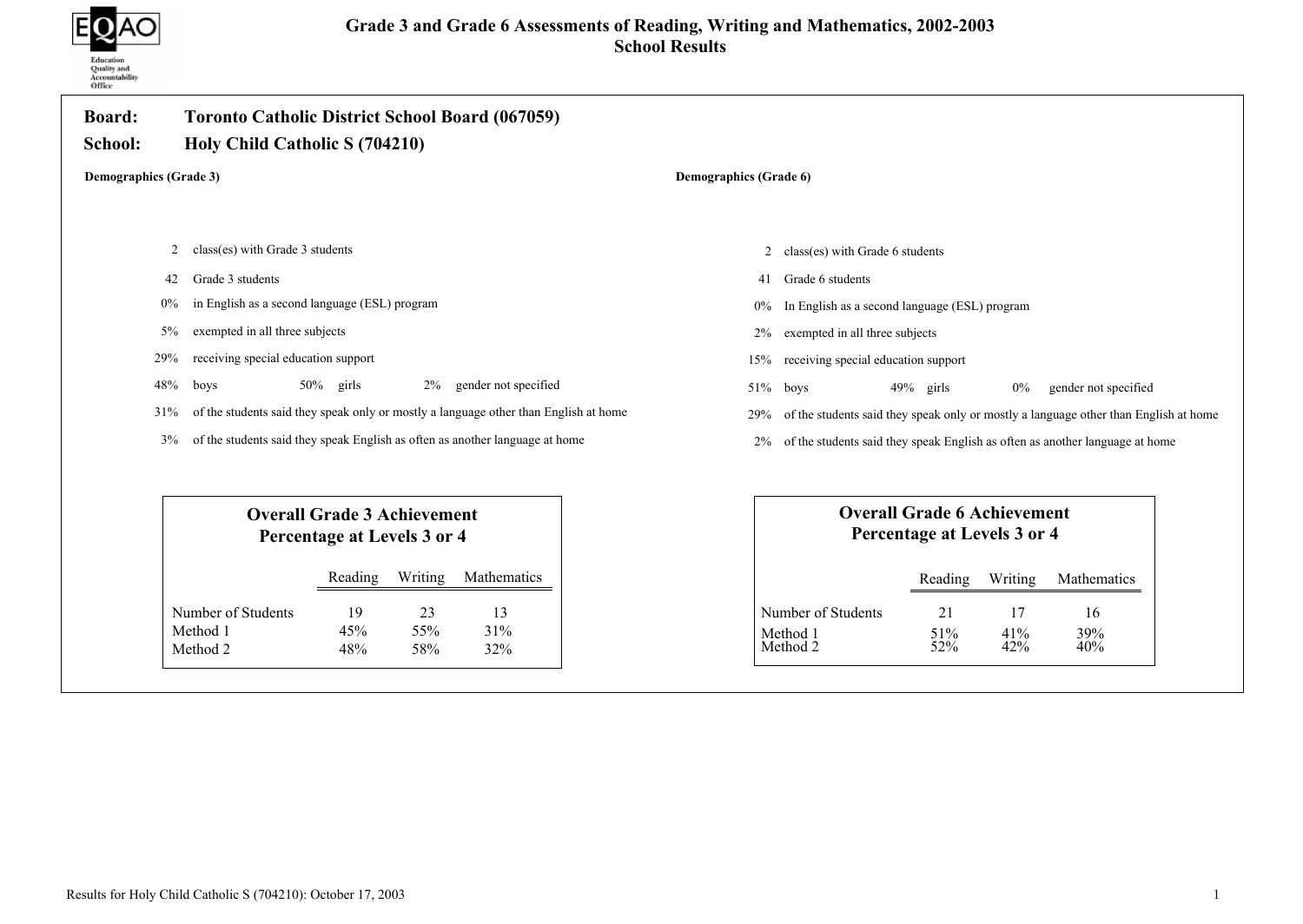# Grade 3 and Grade 6 Assessments of Reading, Writing and Mathematics, 2002-2003

## School Results

**Board:** Toronto Catholic District School Board (067059)

**School:** Holy Child Catholic S (704210)

### Demographics (Grade 3)

- 2 class(es) with Grade 3 students
- 42 Grade 3 students
- 0% in English as a second language (ESL) program
- 5% exempted in all three subjects
- 29% receiving special education support
- 48% boys 50% girls 2% gender not specified
- 31% of the students said they speak only or mostly a language other than English at home
- 3% of the students said they speak English as often as another language at home

**Overall Grade 3 Achievement Percentage at Levels 3 or 4**

| | Reading | Writing | Mathematics |
|---|---|---|---|
| Number of Students | 19 | 23 | 13 |
| Method 1 | 45% | 55% | 31% |
| Method 2 | 48% | 58% | 32% |

### Demographics (Grade 6)

- 2 class(es) with Grade 6 students
- 41 Grade 6 students
- 0% In English as a second language (ESL) program
- 2% exempted in all three subjects
- 15% receiving special education support
- 51% boys 49% girls 0% gender not specified
- 29% of the students said they speak only or mostly a language other than English at home
- 2% of the students said they speak English as often as another language at home

**Overall Grade 6 Achievement Percentage at Levels 3 or 4**

| | Reading | Writing | Mathematics |
|---|---|---|---|
| Number of Students | 21 | 17 | 16 |
| Method 1 | 51% | 41% | 39% |
| Method 2 | 52% | 42% | 40% |

Results for Holy Child Catholic S (704210): October 17, 2003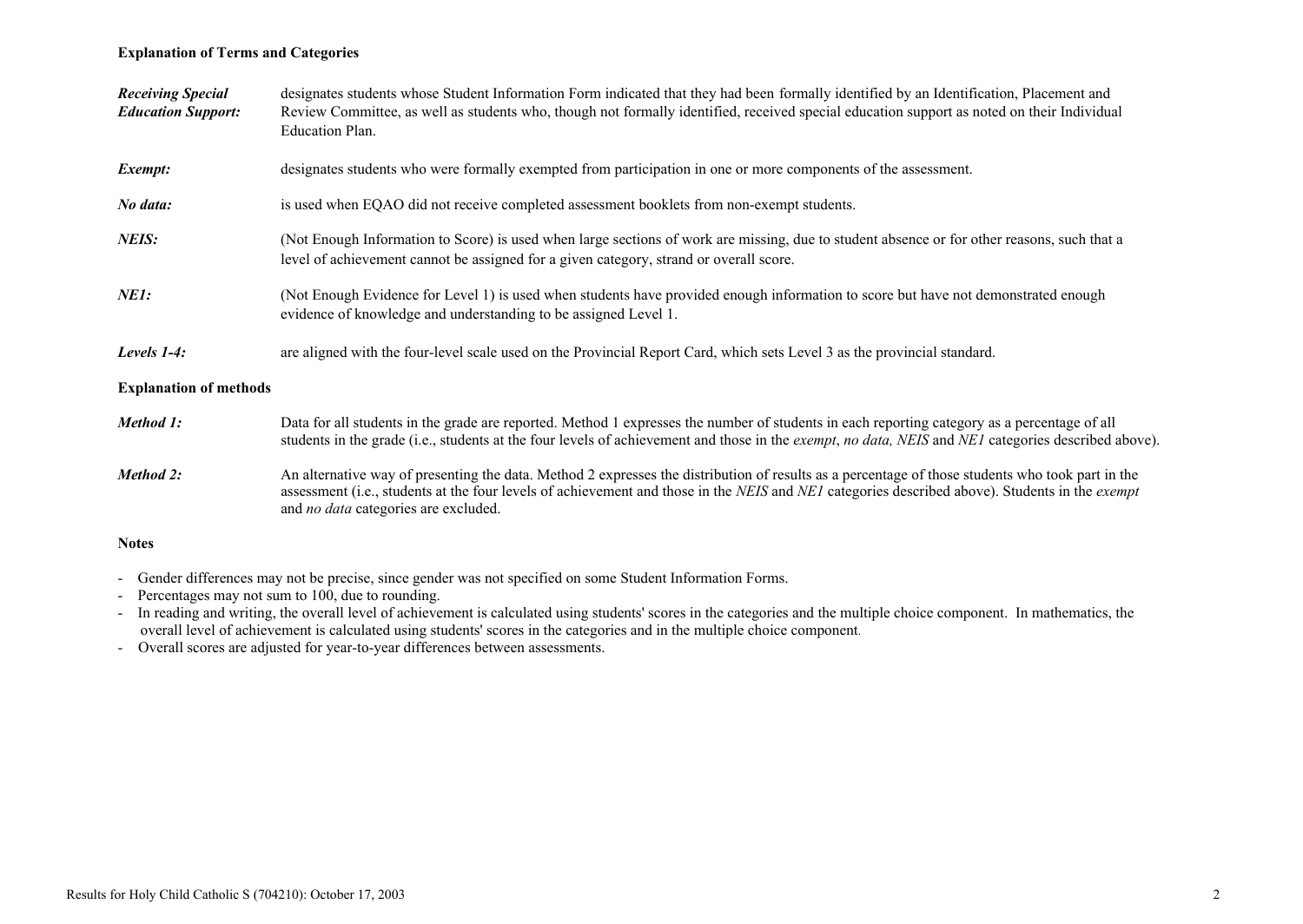## Explanation of Terms and Categories

***Receiving Special Education Support:*** designates students whose Student Information Form indicated that they had been formally identified by an Identification, Placement and Review Committee, as well as students who, though not formally identified, received special education support as noted on their Individual Education Plan.

***Exempt:*** designates students who were formally exempted from participation in one or more components of the assessment.

***No data:*** is used when EQAO did not receive completed assessment booklets from non-exempt students.

***NEIS:*** (Not Enough Information to Score) is used when large sections of work are missing, due to student absence or for other reasons, such that a level of achievement cannot be assigned for a given category, strand or overall score.

***NE1:*** (Not Enough Evidence for Level 1) is used when students have provided enough information to score but have not demonstrated enough evidence of knowledge and understanding to be assigned Level 1.

***Levels 1-4:*** are aligned with the four-level scale used on the Provincial Report Card, which sets Level 3 as the provincial standard.

## Explanation of methods

***Method 1:*** Data for all students in the grade are reported. Method 1 expresses the number of students in each reporting category as a percentage of all students in the grade (i.e., students at the four levels of achievement and those in the *exempt*, *no data, NEIS* and *NE1* categories described above).

***Method 2:*** An alternative way of presenting the data. Method 2 expresses the distribution of results as a percentage of those students who took part in the assessment (i.e., students at the four levels of achievement and those in the *NEIS* and *NE1* categories described above). Students in the *exempt* and *no data* categories are excluded.

## Notes

- Gender differences may not be precise, since gender was not specified on some Student Information Forms.
- Percentages may not sum to 100, due to rounding.
- In reading and writing, the overall level of achievement is calculated using students' scores in the categories and the multiple choice component. In mathematics, the overall level of achievement is calculated using students' scores in the categories and in the multiple choice component.
- Overall scores are adjusted for year-to-year differences between assessments.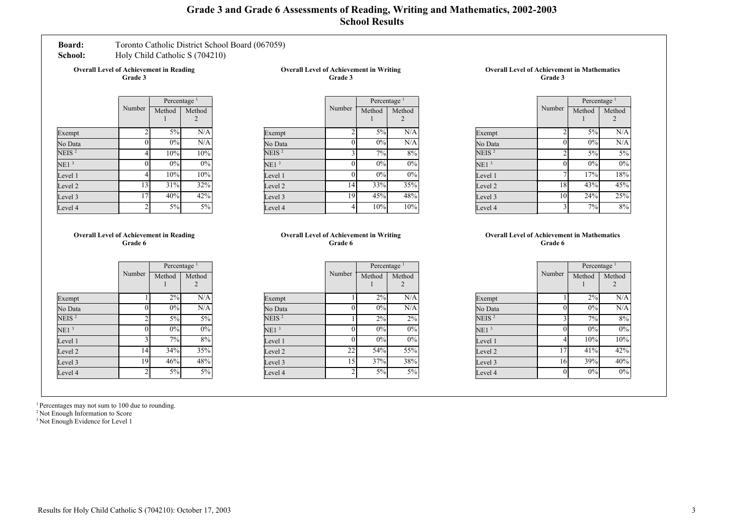# Grade 3 and Grade 6 Assessments of Reading, Writing and Mathematics, 2002-2003
## School Results

**Board:** Toronto Catholic District School Board (067059)
**School:** Holy Child Catholic S (704210)

**Overall Level of Achievement in Reading Grade 3**

| | Number | Percentage [1] | |
|---|---|---|---|
| | | Method 1 | Method 2 |
| Exempt | 2 | 5% | N/A |
| No Data | 0 | 0% | N/A |
| NEIS [2] | 4 | 10% | 10% |
| NE1 [3] | 0 | 0% | 0% |
| Level 1 | 4 | 10% | 10% |
| Level 2 | 13 | 31% | 32% |
| Level 3 | 17 | 40% | 42% |
| Level 4 | 2 | 5% | 5% |

**Overall Level of Achievement in Writing Grade 3**

| | Number | Percentage [1] | |
|---|---|---|---|
| | | Method 1 | Method 2 |
| Exempt | 2 | 5% | N/A |
| No Data | 0 | 0% | N/A |
| NEIS [2] | 3 | 7% | 8% |
| NE1 [3] | 0 | 0% | 0% |
| Level 1 | 0 | 0% | 0% |
| Level 2 | 14 | 33% | 35% |
| Level 3 | 19 | 45% | 48% |
| Level 4 | 4 | 10% | 10% |

**Overall Level of Achievement in Mathematics Grade 3**

| | Number | Percentage [1] | |
|---|---|---|---|
| | | Method 1 | Method 2 |
| Exempt | 2 | 5% | N/A |
| No Data | 0 | 0% | N/A |
| NEIS [2] | 2 | 5% | 5% |
| NE1 [3] | 0 | 0% | 0% |
| Level 1 | 7 | 17% | 18% |
| Level 2 | 18 | 43% | 45% |
| Level 3 | 10 | 24% | 25% |
| Level 4 | 3 | 7% | 8% |

**Overall Level of Achievement in Reading Grade 6**

| | Number | Percentage [1] | |
|---|---|---|---|
| | | Method 1 | Method 2 |
| Exempt | 1 | 2% | N/A |
| No Data | 0 | 0% | N/A |
| NEIS [2] | 2 | 5% | 5% |
| NE1 [3] | 0 | 0% | 0% |
| Level 1 | 3 | 7% | 8% |
| Level 2 | 14 | 34% | 35% |
| Level 3 | 19 | 46% | 48% |
| Level 4 | 2 | 5% | 5% |

**Overall Level of Achievement in Writing Grade 6**

| | Number | Percentage [1] | |
|---|---|---|---|
| | | Method 1 | Method 2 |
| Exempt | 1 | 2% | N/A |
| No Data | 0 | 0% | N/A |
| NEIS [2] | 1 | 2% | 2% |
| NE1 [3] | 0 | 0% | 0% |
| Level 1 | 0 | 0% | 0% |
| Level 2 | 22 | 54% | 55% |
| Level 3 | 15 | 37% | 38% |
| Level 4 | 2 | 5% | 5% |

**Overall Level of Achievement in Mathematics Grade 6**

| | Number | Percentage [1] | |
|---|---|---|---|
| | | Method 1 | Method 2 |
| Exempt | 1 | 2% | N/A |
| No Data | 0 | 0% | N/A |
| NEIS [2] | 3 | 7% | 8% |
| NE1 [3] | 0 | 0% | 0% |
| Level 1 | 4 | 10% | 10% |
| Level 2 | 17 | 41% | 42% |
| Level 3 | 16 | 39% | 40% |
| Level 4 | 0 | 0% | 0% |

[1] Percentages may not sum to 100 due to rounding.
[2] Not Enough Information to Score
[3] Not Enough Evidence for Level 1

Results for Holy Child Catholic S (704210): October 17, 2003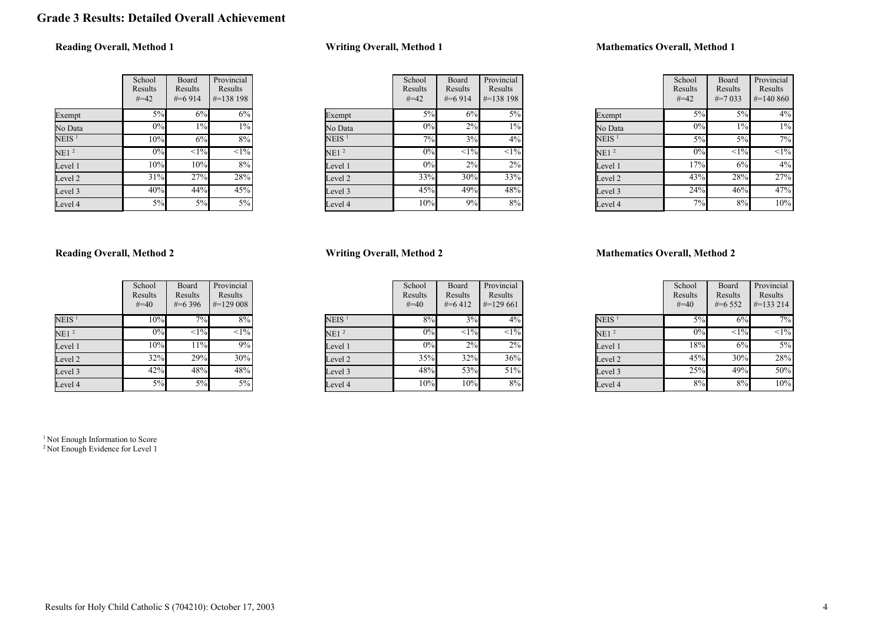# Grade 3 Results: Detailed Overall Achievement

### Reading Overall, Method 1

| | School Results #=42 | Board Results #=6 914 | Provincial Results #=138 198 |
|---|---|---|---|
| Exempt | 5% | 6% | 6% |
| No Data | 0% | 1% | 1% |
| NEIS [1] | 10% | 6% | 8% |
| NE1 [2] | 0% | <1% | <1% |
| Level 1 | 10% | 10% | 8% |
| Level 2 | 31% | 27% | 28% |
| Level 3 | 40% | 44% | 45% |
| Level 4 | 5% | 5% | 5% |

### Writing Overall, Method 1

| | School Results #=42 | Board Results #=6 914 | Provincial Results #=138 198 |
|---|---|---|---|
| Exempt | 5% | 6% | 5% |
| No Data | 0% | 2% | 1% |
| NEIS [1] | 7% | 3% | 4% |
| NE1 [2] | 0% | <1% | <1% |
| Level 1 | 0% | 2% | 2% |
| Level 2 | 33% | 30% | 33% |
| Level 3 | 45% | 49% | 48% |
| Level 4 | 10% | 9% | 8% |

### Mathematics Overall, Method 1

| | School Results #=42 | Board Results #=7 033 | Provincial Results #=140 860 |
|---|---|---|---|
| Exempt | 5% | 5% | 4% |
| No Data | 0% | 1% | 1% |
| NEIS [1] | 5% | 5% | 7% |
| NE1 [2] | 0% | <1% | <1% |
| Level 1 | 17% | 6% | 4% |
| Level 2 | 43% | 28% | 27% |
| Level 3 | 24% | 46% | 47% |
| Level 4 | 7% | 8% | 10% |

### Reading Overall, Method 2

| | School Results #=40 | Board Results #=6 396 | Provincial Results #=129 008 |
|---|---|---|---|
| NEIS [1] | 10% | 7% | 8% |
| NE1 [2] | 0% | <1% | <1% |
| Level 1 | 10% | 11% | 9% |
| Level 2 | 32% | 29% | 30% |
| Level 3 | 42% | 48% | 48% |
| Level 4 | 5% | 5% | 5% |

### Writing Overall, Method 2

| | School Results #=40 | Board Results #=6 412 | Provincial Results #=129 661 |
|---|---|---|---|
| NEIS [1] | 8% | 3% | 4% |
| NE1 [2] | 0% | <1% | <1% |
| Level 1 | 0% | 2% | 2% |
| Level 2 | 35% | 32% | 36% |
| Level 3 | 48% | 53% | 51% |
| Level 4 | 10% | 10% | 8% |

### Mathematics Overall, Method 2

| | School Results #=40 | Board Results #=6 552 | Provincial Results #=133 214 |
|---|---|---|---|
| NEIS [1] | 5% | 6% | 7% |
| NE1 [2] | 0% | <1% | <1% |
| Level 1 | 18% | 6% | 5% |
| Level 2 | 45% | 30% | 28% |
| Level 3 | 25% | 49% | 50% |
| Level 4 | 8% | 8% | 10% |

[1] Not Enough Information to Score
[2] Not Enough Evidence for Level 1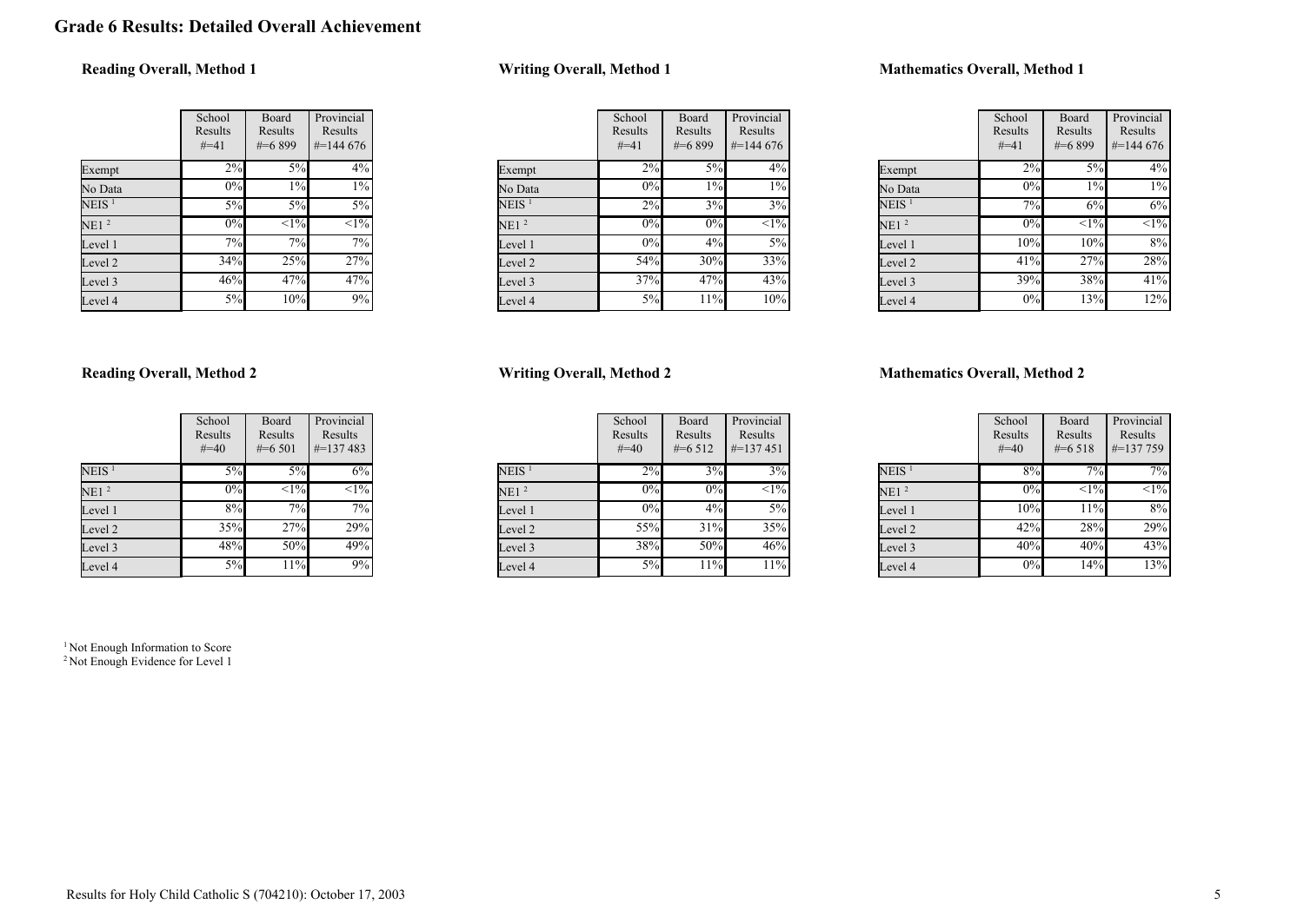# Grade 6 Results: Detailed Overall Achievement

### Reading Overall, Method 1

| | School Results #=41 | Board Results #=6 899 | Provincial Results #=144 676 |
|---|---|---|---|
| Exempt | 2% | 5% | 4% |
| No Data | 0% | 1% | 1% |
| NEIS [1] | 5% | 5% | 5% |
| NE1 [2] | 0% | <1% | <1% |
| Level 1 | 7% | 7% | 7% |
| Level 2 | 34% | 25% | 27% |
| Level 3 | 46% | 47% | 47% |
| Level 4 | 5% | 10% | 9% |

### Writing Overall, Method 1

| | School Results #=41 | Board Results #=6 899 | Provincial Results #=144 676 |
|---|---|---|---|
| Exempt | 2% | 5% | 4% |
| No Data | 0% | 1% | 1% |
| NEIS [1] | 2% | 3% | 3% |
| NE1 [2] | 0% | 0% | <1% |
| Level 1 | 0% | 4% | 5% |
| Level 2 | 54% | 30% | 33% |
| Level 3 | 37% | 47% | 43% |
| Level 4 | 5% | 11% | 10% |

### Mathematics Overall, Method 1

| | School Results #=41 | Board Results #=6 899 | Provincial Results #=144 676 |
|---|---|---|---|
| Exempt | 2% | 5% | 4% |
| No Data | 0% | 1% | 1% |
| NEIS [1] | 7% | 6% | 6% |
| NE1 [2] | 0% | <1% | <1% |
| Level 1 | 10% | 10% | 8% |
| Level 2 | 41% | 27% | 28% |
| Level 3 | 39% | 38% | 41% |
| Level 4 | 0% | 13% | 12% |

### Reading Overall, Method 2

| | School Results #=40 | Board Results #=6 501 | Provincial Results #=137 483 |
|---|---|---|---|
| NEIS [1] | 5% | 5% | 6% |
| NE1 [2] | 0% | <1% | <1% |
| Level 1 | 8% | 7% | 7% |
| Level 2 | 35% | 27% | 29% |
| Level 3 | 48% | 50% | 49% |
| Level 4 | 5% | 11% | 9% |

### Writing Overall, Method 2

| | School Results #=40 | Board Results #=6 512 | Provincial Results #=137 451 |
|---|---|---|---|
| NEIS [1] | 2% | 3% | 3% |
| NE1 [2] | 0% | 0% | <1% |
| Level 1 | 0% | 4% | 5% |
| Level 2 | 55% | 31% | 35% |
| Level 3 | 38% | 50% | 46% |
| Level 4 | 5% | 11% | 11% |

### Mathematics Overall, Method 2

| | School Results #=40 | Board Results #=6 518 | Provincial Results #=137 759 |
|---|---|---|---|
| NEIS [1] | 8% | 7% | 7% |
| NE1 [2] | 0% | <1% | <1% |
| Level 1 | 10% | 11% | 8% |
| Level 2 | 42% | 28% | 29% |
| Level 3 | 40% | 40% | 43% |
| Level 4 | 0% | 14% | 13% |

[1] Not Enough Information to Score
[2] Not Enough Evidence for Level 1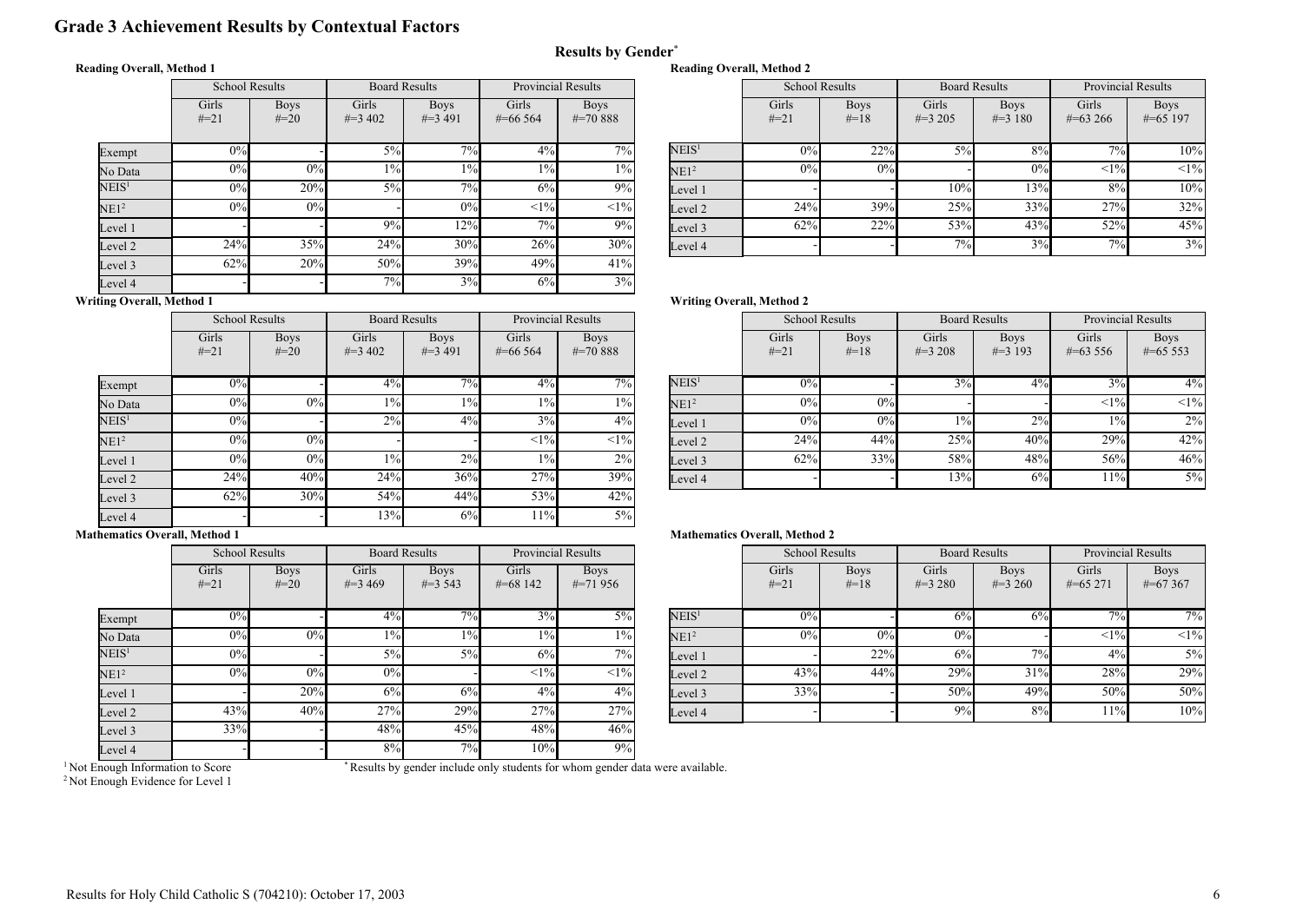# Grade 3 Achievement Results by Contextual Factors

## Results by Gender*

### Reading Overall, Method 1

| | School Results | | Board Results | | Provincial Results | |
|---|---|---|---|---|---|---|
| | Girls #=21 | Boys #=20 | Girls #=3 402 | Boys #=3 491 | Girls #=66 564 | Boys #=70 888 |
| Exempt | 0% | - | 5% | 7% | 4% | 7% |
| No Data | 0% | 0% | 1% | 1% | 1% | 1% |
| NEIS[1] | 0% | 20% | 5% | 7% | 6% | 9% |
| NE1[2] | 0% | 0% | - | 0% | <1% | <1% |
| Level 1 | - | - | 9% | 12% | 7% | 9% |
| Level 2 | 24% | 35% | 24% | 30% | 26% | 30% |
| Level 3 | 62% | 20% | 50% | 39% | 49% | 41% |
| Level 4 | - | - | 7% | 3% | 6% | 3% |

### Reading Overall, Method 2

| | School Results | | Board Results | | Provincial Results | |
|---|---|---|---|---|---|---|
| | Girls #=21 | Boys #=18 | Girls #=3 205 | Boys #=3 180 | Girls #=63 266 | Boys #=65 197 |
| NEIS[1] | 0% | 22% | 5% | 8% | 7% | 10% |
| NE1[2] | 0% | 0% | - | 0% | <1% | <1% |
| Level 1 | - | - | 10% | 13% | 8% | 10% |
| Level 2 | 24% | 39% | 25% | 33% | 27% | 32% |
| Level 3 | 62% | 22% | 53% | 43% | 52% | 45% |
| Level 4 | - | - | 7% | 3% | 7% | 3% |

### Writing Overall, Method 1

| | School Results | | Board Results | | Provincial Results | |
|---|---|---|---|---|---|---|
| | Girls #=21 | Boys #=20 | Girls #=3 402 | Boys #=3 491 | Girls #=66 564 | Boys #=70 888 |
| Exempt | 0% | - | 4% | 7% | 4% | 7% |
| No Data | 0% | 0% | 1% | 1% | 1% | 1% |
| NEIS[1] | 0% | - | 2% | 4% | 3% | 4% |
| NE1[2] | 0% | 0% | - | - | <1% | <1% |
| Level 1 | 0% | 0% | 1% | 2% | 1% | 2% |
| Level 2 | 24% | 40% | 24% | 36% | 27% | 39% |
| Level 3 | 62% | 30% | 54% | 44% | 53% | 42% |
| Level 4 | - | - | 13% | 6% | 11% | 5% |

### Writing Overall, Method 2

| | School Results | | Board Results | | Provincial Results | |
|---|---|---|---|---|---|---|
| | Girls #=21 | Boys #=18 | Girls #=3 208 | Boys #=3 193 | Girls #=63 556 | Boys #=65 553 |
| NEIS[1] | 0% | - | 3% | 4% | 3% | 4% |
| NE1[2] | 0% | 0% | - | - | <1% | <1% |
| Level 1 | 0% | 0% | 1% | 2% | 1% | 2% |
| Level 2 | 24% | 44% | 25% | 40% | 29% | 42% |
| Level 3 | 62% | 33% | 58% | 48% | 56% | 46% |
| Level 4 | - | - | 13% | 6% | 11% | 5% |

### Mathematics Overall, Method 1

| | School Results | | Board Results | | Provincial Results | |
|---|---|---|---|---|---|---|
| | Girls #=21 | Boys #=20 | Girls #=3 469 | Boys #=3 543 | Girls #=68 142 | Boys #=71 956 |
| Exempt | 0% | - | 4% | 7% | 3% | 5% |
| No Data | 0% | 0% | 1% | 1% | 1% | 1% |
| NEIS[1] | 0% | - | 5% | 5% | 6% | 7% |
| NE1[2] | 0% | 0% | 0% | - | <1% | <1% |
| Level 1 | - | 20% | 6% | 6% | 4% | 4% |
| Level 2 | 43% | 40% | 27% | 29% | 27% | 27% |
| Level 3 | 33% | - | 48% | 45% | 48% | 46% |
| Level 4 | - | - | 8% | 7% | 10% | 9% |

### Mathematics Overall, Method 2

| | School Results | | Board Results | | Provincial Results | |
|---|---|---|---|---|---|---|
| | Girls #=21 | Boys #=18 | Girls #=3 280 | Boys #=3 260 | Girls #=65 271 | Boys #=67 367 |
| NEIS[1] | 0% | - | 6% | 6% | 7% | 7% |
| NE1[2] | 0% | 0% | 0% | - | <1% | <1% |
| Level 1 | - | 22% | 6% | 7% | 4% | 5% |
| Level 2 | 43% | 44% | 29% | 31% | 28% | 29% |
| Level 3 | 33% | - | 50% | 49% | 50% | 50% |
| Level 4 | - | - | 9% | 8% | 11% | 10% |

[1] Not Enough Information to Score
[2] Not Enough Evidence for Level 1

* Results by gender include only students for whom gender data were available.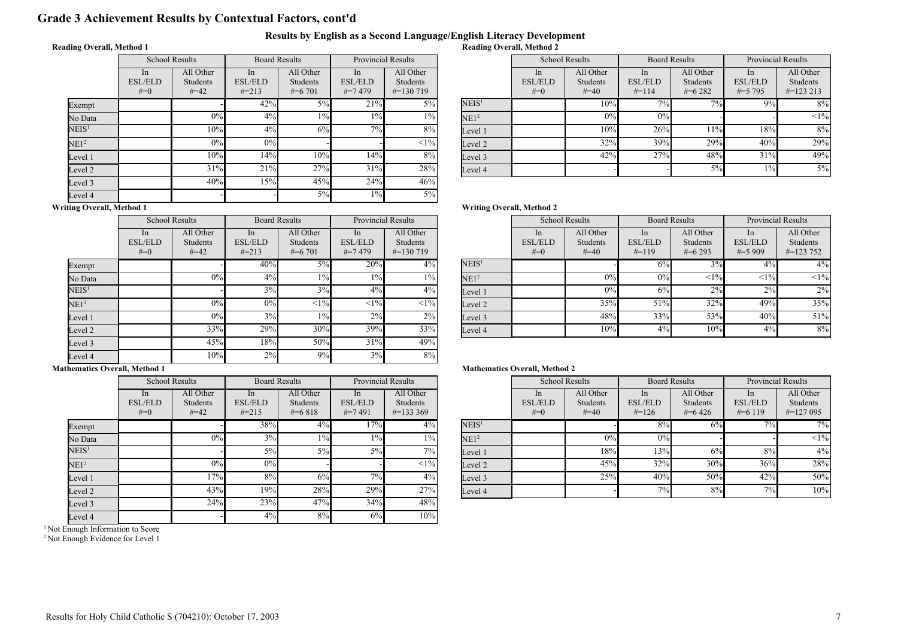# Grade 3 Achievement Results by Contextual Factors, cont'd

## Results by English as a Second Language/English Literacy Development

**Reading Overall, Method 1**

| | School Results | | Board Results | | Provincial Results | |
|---|---|---|---|---|---|---|
| | In ESL/ELD #=0 | All Other Students #=42 | In ESL/ELD #=213 | All Other Students #=6 701 | In ESL/ELD #=7 479 | All Other Students #=130 719 |
| Exempt | | - | 42% | 5% | 21% | 5% |
| No Data | | 0% | 4% | 1% | 1% | 1% |
| NEIS[1] | | 10% | 4% | 6% | 7% | 8% |
| NE1[2] | | 0% | 0% | - | - | <1% |
| Level 1 | | 10% | 14% | 10% | 14% | 8% |
| Level 2 | | 31% | 21% | 27% | 31% | 28% |
| Level 3 | | 40% | 15% | 45% | 24% | 46% |
| Level 4 | | - | - | 5% | 1% | 5% |

**Reading Overall, Method 2**

| | School Results | | Board Results | | Provincial Results | |
|---|---|---|---|---|---|---|
| | In ESL/ELD #=0 | All Other Students #=40 | In ESL/ELD #=114 | All Other Students #=6 282 | In ESL/ELD #=5 795 | All Other Students #=123 213 |
| NEIS[1] | | 10% | 7% | 7% | 9% | 8% |
| NE1[2] | | 0% | 0% | - | - | <1% |
| Level 1 | | 10% | 26% | 11% | 18% | 8% |
| Level 2 | | 32% | 39% | 29% | 40% | 29% |
| Level 3 | | 42% | 27% | 48% | 31% | 49% |
| Level 4 | | - | - | 5% | 1% | 5% |

**Writing Overall, Method 1**

| | School Results | | Board Results | | Provincial Results | |
|---|---|---|---|---|---|---|
| | In ESL/ELD #=0 | All Other Students #=42 | In ESL/ELD #=213 | All Other Students #=6 701 | In ESL/ELD #=7 479 | All Other Students #=130 719 |
| Exempt | | - | 40% | 5% | 20% | 4% |
| No Data | | 0% | 4% | 1% | 1% | 1% |
| NEIS[1] | | - | 3% | 3% | 4% | 4% |
| NE1[2] | | 0% | 0% | <1% | <1% | <1% |
| Level 1 | | 0% | 3% | 1% | 2% | 2% |
| Level 2 | | 33% | 29% | 30% | 39% | 33% |
| Level 3 | | 45% | 18% | 50% | 31% | 49% |
| Level 4 | | 10% | 2% | 9% | 3% | 8% |

**Writing Overall, Method 2**

| | School Results | | Board Results | | Provincial Results | |
|---|---|---|---|---|---|---|
| | In ESL/ELD #=0 | All Other Students #=40 | In ESL/ELD #=119 | All Other Students #=6 293 | In ESL/ELD #=5 909 | All Other Students #=123 752 |
| NEIS[1] | | - | 6% | 3% | 4% | 4% |
| NE1[2] | | 0% | 0% | <1% | <1% | <1% |
| Level 1 | | 0% | 6% | 2% | 2% | 2% |
| Level 2 | | 35% | 51% | 32% | 49% | 35% |
| Level 3 | | 48% | 33% | 53% | 40% | 51% |
| Level 4 | | 10% | 4% | 10% | 4% | 8% |

**Mathematics Overall, Method 1**

| | School Results | | Board Results | | Provincial Results | |
|---|---|---|---|---|---|---|
| | In ESL/ELD #=0 | All Other Students #=42 | In ESL/ELD #=215 | All Other Students #=6 818 | In ESL/ELD #=7 491 | All Other Students #=133 369 |
| Exempt | | - | 38% | 4% | 17% | 4% |
| No Data | | 0% | 3% | 1% | 1% | 1% |
| NEIS[1] | | - | 5% | 5% | 5% | 7% |
| NE1[2] | | 0% | 0% | - | - | <1% |
| Level 1 | | 17% | 8% | 6% | 7% | 4% |
| Level 2 | | 43% | 19% | 28% | 29% | 27% |
| Level 3 | | 24% | 23% | 47% | 34% | 48% |
| Level 4 | | - | 4% | 8% | 6% | 10% |

**Mathematics Overall, Method 2**

| | School Results | | Board Results | | Provincial Results | |
|---|---|---|---|---|---|---|
| | In ESL/ELD #=0 | All Other Students #=40 | In ESL/ELD #=126 | All Other Students #=6 426 | In ESL/ELD #=6 119 | All Other Students #=127 095 |
| NEIS[1] | | - | 8% | 6% | 7% | 7% |
| NE1[2] | | 0% | 0% | - | - | <1% |
| Level 1 | | 18% | 13% | 6% | 8% | 4% |
| Level 2 | | 45% | 32% | 30% | 36% | 28% |
| Level 3 | | 25% | 40% | 50% | 42% | 50% |
| Level 4 | | - | 7% | 8% | 7% | 10% |

[1] Not Enough Information to Score
[2] Not Enough Evidence for Level 1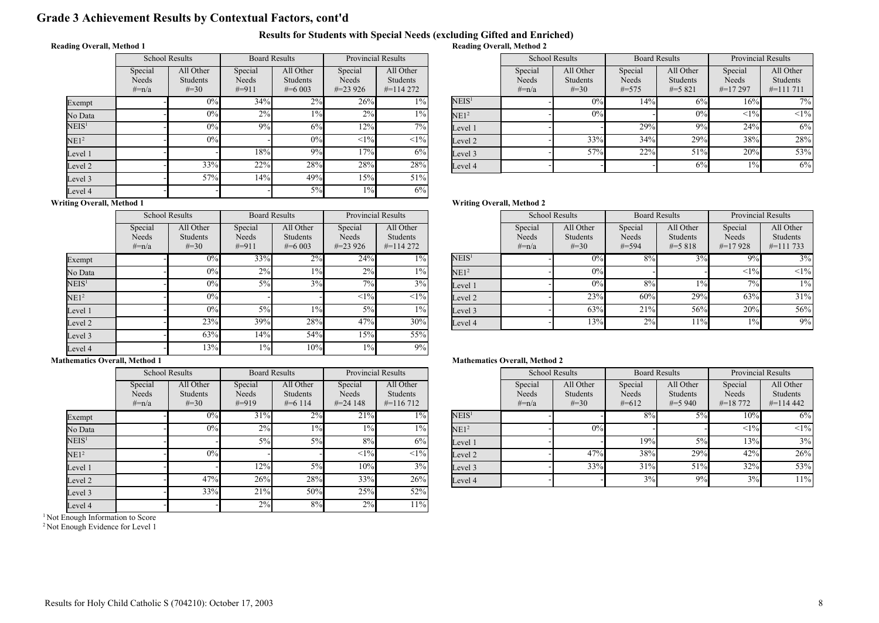# Grade 3 Achievement Results by Contextual Factors, cont'd

## Results for Students with Special Needs (excluding Gifted and Enriched)

### Reading Overall, Method 1

| | School Results | | Board Results | | Provincial Results | |
|---|---|---|---|---|---|---|
| | Special Needs #=n/a | All Other Students #=30 | Special Needs #=911 | All Other Students #=6 003 | Special Needs #=23 926 | All Other Students #=114 272 |
| Exempt | - | 0% | 34% | 2% | 26% | 1% |
| No Data | - | 0% | 2% | 1% | 2% | 1% |
| NEIS[1] | - | 0% | 9% | 6% | 12% | 7% |
| NE1[2] | - | 0% | - | 0% | <1% | <1% |
| Level 1 | - | - | 18% | 9% | 17% | 6% |
| Level 2 | - | 33% | 22% | 28% | 28% | 28% |
| Level 3 | - | 57% | 14% | 49% | 15% | 51% |
| Level 4 | - | - | - | 5% | 1% | 6% |

### Reading Overall, Method 2

| | School Results | | Board Results | | Provincial Results | |
|---|---|---|---|---|---|---|
| | Special Needs #=n/a | All Other Students #=30 | Special Needs #=575 | All Other Students #=5 821 | Special Needs #=17 297 | All Other Students #=111 711 |
| NEIS[1] | - | 0% | 14% | 6% | 16% | 7% |
| NE1[2] | - | 0% | - | 0% | <1% | <1% |
| Level 1 | - | - | 29% | 9% | 24% | 6% |
| Level 2 | - | 33% | 34% | 29% | 38% | 28% |
| Level 3 | - | 57% | 22% | 51% | 20% | 53% |
| Level 4 | - | - | - | 6% | 1% | 6% |

### Writing Overall, Method 1

| | School Results | | Board Results | | Provincial Results | |
|---|---|---|---|---|---|---|
| | Special Needs #=n/a | All Other Students #=30 | Special Needs #=911 | All Other Students #=6 003 | Special Needs #=23 926 | All Other Students #=114 272 |
| Exempt | - | 0% | 33% | 2% | 24% | 1% |
| No Data | - | 0% | 2% | 1% | 2% | 1% |
| NEIS[1] | - | 0% | 5% | 3% | 7% | 3% |
| NE1[2] | - | 0% | - | - | <1% | <1% |
| Level 1 | - | 0% | 5% | 1% | 5% | 1% |
| Level 2 | - | 23% | 39% | 28% | 47% | 30% |
| Level 3 | - | 63% | 14% | 54% | 15% | 55% |
| Level 4 | - | 13% | 1% | 10% | 1% | 9% |

### Writing Overall, Method 2

| | School Results | | Board Results | | Provincial Results | |
|---|---|---|---|---|---|---|
| | Special Needs #=n/a | All Other Students #=30 | Special Needs #=594 | All Other Students #=5 818 | Special Needs #=17 928 | All Other Students #=111 733 |
| NEIS[1] | - | 0% | 8% | 3% | 9% | 3% |
| NE1[2] | - | 0% | - | - | <1% | <1% |
| Level 1 | - | 0% | 8% | 1% | 7% | 1% |
| Level 2 | - | 23% | 60% | 29% | 63% | 31% |
| Level 3 | - | 63% | 21% | 56% | 20% | 56% |
| Level 4 | - | 13% | 2% | 11% | 1% | 9% |

### Mathematics Overall, Method 1

| | School Results | | Board Results | | Provincial Results | |
|---|---|---|---|---|---|---|
| | Special Needs #=n/a | All Other Students #=30 | Special Needs #=919 | All Other Students #=6 114 | Special Needs #=24 148 | All Other Students #=116 712 |
| Exempt | - | 0% | 31% | 2% | 21% | 1% |
| No Data | - | 0% | 2% | 1% | 1% | 1% |
| NEIS[1] | - | - | 5% | 5% | 8% | 6% |
| NE1[2] | - | 0% | - | - | <1% | <1% |
| Level 1 | - | - | 12% | 5% | 10% | 3% |
| Level 2 | - | 47% | 26% | 28% | 33% | 26% |
| Level 3 | - | 33% | 21% | 50% | 25% | 52% |
| Level 4 | - | - | 2% | 8% | 2% | 11% |

### Mathematics Overall, Method 2

| | School Results | | Board Results | | Provincial Results | |
|---|---|---|---|---|---|---|
| | Special Needs #=n/a | All Other Students #=30 | Special Needs #=612 | All Other Students #=5 940 | Special Needs #=18 772 | All Other Students #=114 442 |
| NEIS[1] | - | - | 8% | 5% | 10% | 6% |
| NE1[2] | - | 0% | - | - | <1% | <1% |
| Level 1 | - | - | 19% | 5% | 13% | 3% |
| Level 2 | - | 47% | 38% | 29% | 42% | 26% |
| Level 3 | - | 33% | 31% | 51% | 32% | 53% |
| Level 4 | - | - | 3% | 9% | 3% | 11% |

[1] Not Enough Information to Score

[2] Not Enough Evidence for Level 1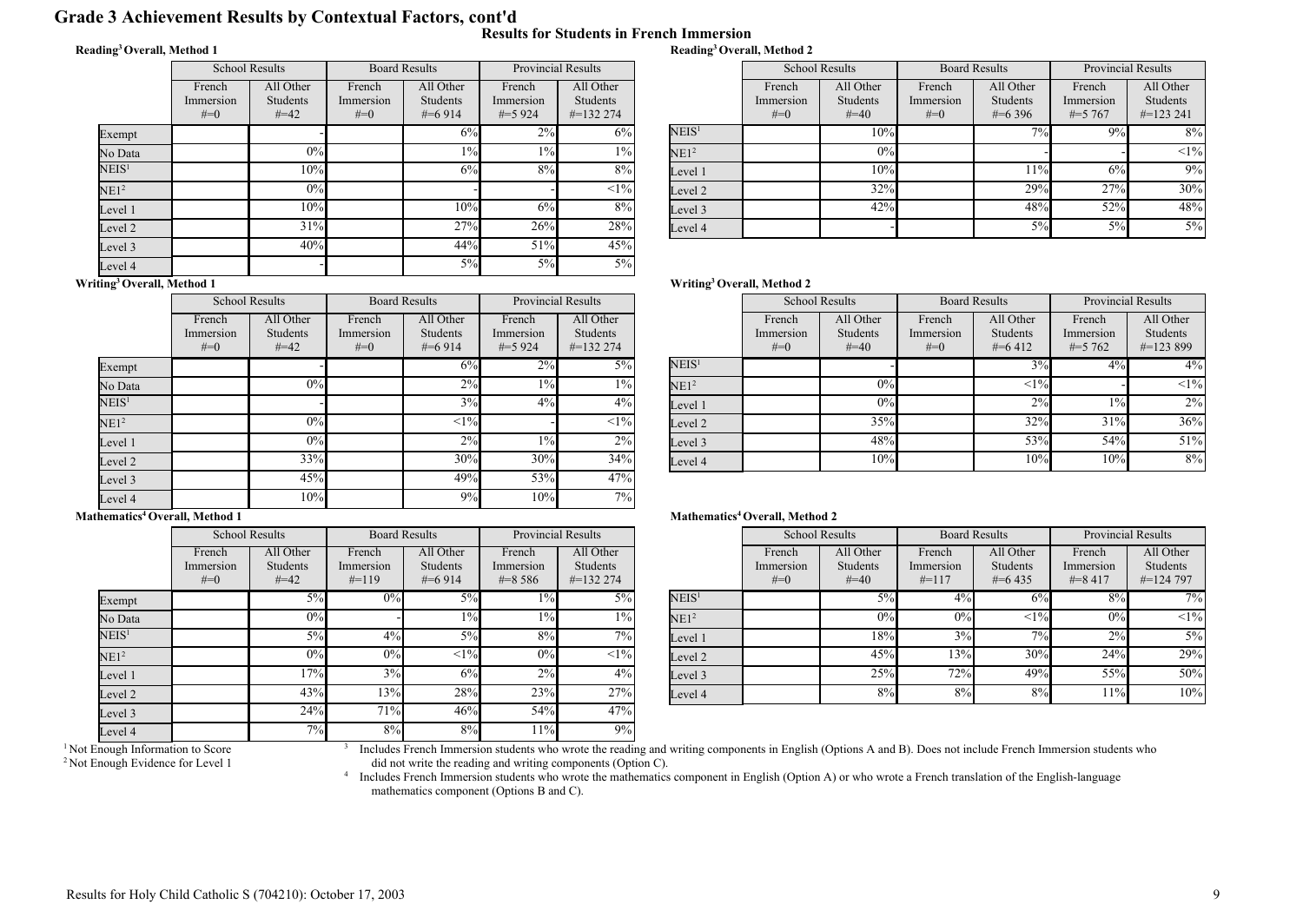# Grade 3 Achievement Results by Contextual Factors, cont'd

## Results for Students in French Immersion

### Reading[3] Overall, Method 1

| | School Results | | Board Results | | Provincial Results | |
|---|---|---|---|---|---|---|
| | French Immersion #=0 | All Other Students #=42 | French Immersion #=0 | All Other Students #=6 914 | French Immersion #=5 924 | All Other Students #=132 274 |
| Exempt | | - | | 6% | 2% | 6% |
| No Data | | 0% | | 1% | 1% | 1% |
| NEIS[1] | | 10% | | 6% | 8% | 8% |
| NE1[2] | | 0% | | - | - | <1% |
| Level 1 | | 10% | | 10% | 6% | 8% |
| Level 2 | | 31% | | 27% | 26% | 28% |
| Level 3 | | 40% | | 44% | 51% | 45% |
| Level 4 | | - | | 5% | 5% | 5% |

### Reading[3] Overall, Method 2

| | School Results | | Board Results | | Provincial Results | |
|---|---|---|---|---|---|---|
| | French Immersion #=0 | All Other Students #=40 | French Immersion #=0 | All Other Students #=6 396 | French Immersion #=5 767 | All Other Students #=123 241 |
| NEIS[1] | | 10% | | 7% | 9% | 8% |
| NE1[2] | | 0% | | - | - | <1% |
| Level 1 | | 10% | | 11% | 6% | 9% |
| Level 2 | | 32% | | 29% | 27% | 30% |
| Level 3 | | 42% | | 48% | 52% | 48% |
| Level 4 | | - | | 5% | 5% | 5% |

### Writing[3] Overall, Method 1

| | School Results | | Board Results | | Provincial Results | |
|---|---|---|---|---|---|---|
| | French Immersion #=0 | All Other Students #=42 | French Immersion #=0 | All Other Students #=6 914 | French Immersion #=5 924 | All Other Students #=132 274 |
| Exempt | | - | | 6% | 2% | 5% |
| No Data | | 0% | | 2% | 1% | 1% |
| NEIS[1] | | - | | 3% | 4% | 4% |
| NE1[2] | | 0% | | <1% | - | <1% |
| Level 1 | | 0% | | 2% | 1% | 2% |
| Level 2 | | 33% | | 30% | 30% | 34% |
| Level 3 | | 45% | | 49% | 53% | 47% |
| Level 4 | | 10% | | 9% | 10% | 7% |

### Writing[3] Overall, Method 2

| | School Results | | Board Results | | Provincial Results | |
|---|---|---|---|---|---|---|
| | French Immersion #=0 | All Other Students #=40 | French Immersion #=0 | All Other Students #=6 412 | French Immersion #=5 762 | All Other Students #=123 899 |
| NEIS[1] | | - | | 3% | 4% | 4% |
| NE1[2] | | 0% | | <1% | - | <1% |
| Level 1 | | 0% | | 2% | 1% | 2% |
| Level 2 | | 35% | | 32% | 31% | 36% |
| Level 3 | | 48% | | 53% | 54% | 51% |
| Level 4 | | 10% | | 10% | 10% | 8% |

### Mathematics[4] Overall, Method 1

| | School Results | | Board Results | | Provincial Results | |
|---|---|---|---|---|---|---|
| | French Immersion #=0 | All Other Students #=42 | French Immersion #=119 | All Other Students #=6 914 | French Immersion #=8 586 | All Other Students #=132 274 |
| Exempt | | 5% | 0% | 5% | 1% | 5% |
| No Data | | 0% | - | 1% | 1% | 1% |
| NEIS[1] | | 5% | 4% | 5% | 8% | 7% |
| NE1[2] | | 0% | 0% | <1% | 0% | <1% |
| Level 1 | | 17% | 3% | 6% | 2% | 4% |
| Level 2 | | 43% | 13% | 28% | 23% | 27% |
| Level 3 | | 24% | 71% | 46% | 54% | 47% |
| Level 4 | | 7% | 8% | 8% | 11% | 9% |

### Mathematics[4] Overall, Method 2

| | School Results | | Board Results | | Provincial Results | |
|---|---|---|---|---|---|---|
| | French Immersion #=0 | All Other Students #=40 | French Immersion #=117 | All Other Students #=6 435 | French Immersion #=8 417 | All Other Students #=124 797 |
| NEIS[1] | | 5% | 4% | 6% | 8% | 7% |
| NE1[2] | | 0% | 0% | <1% | 0% | <1% |
| Level 1 | | 18% | 3% | 7% | 2% | 5% |
| Level 2 | | 45% | 13% | 30% | 24% | 29% |
| Level 3 | | 25% | 72% | 49% | 55% | 50% |
| Level 4 | | 8% | 8% | 8% | 11% | 10% |

[1] Not Enough Information to Score
[2] Not Enough Evidence for Level 1

[3] Includes French Immersion students who wrote the reading and writing components in English (Options A and B). Does not include French Immersion students who did not write the reading and writing components (Option C).

[4] Includes French Immersion students who wrote the mathematics component in English (Option A) or who wrote a French translation of the English-language mathematics component (Options B and C).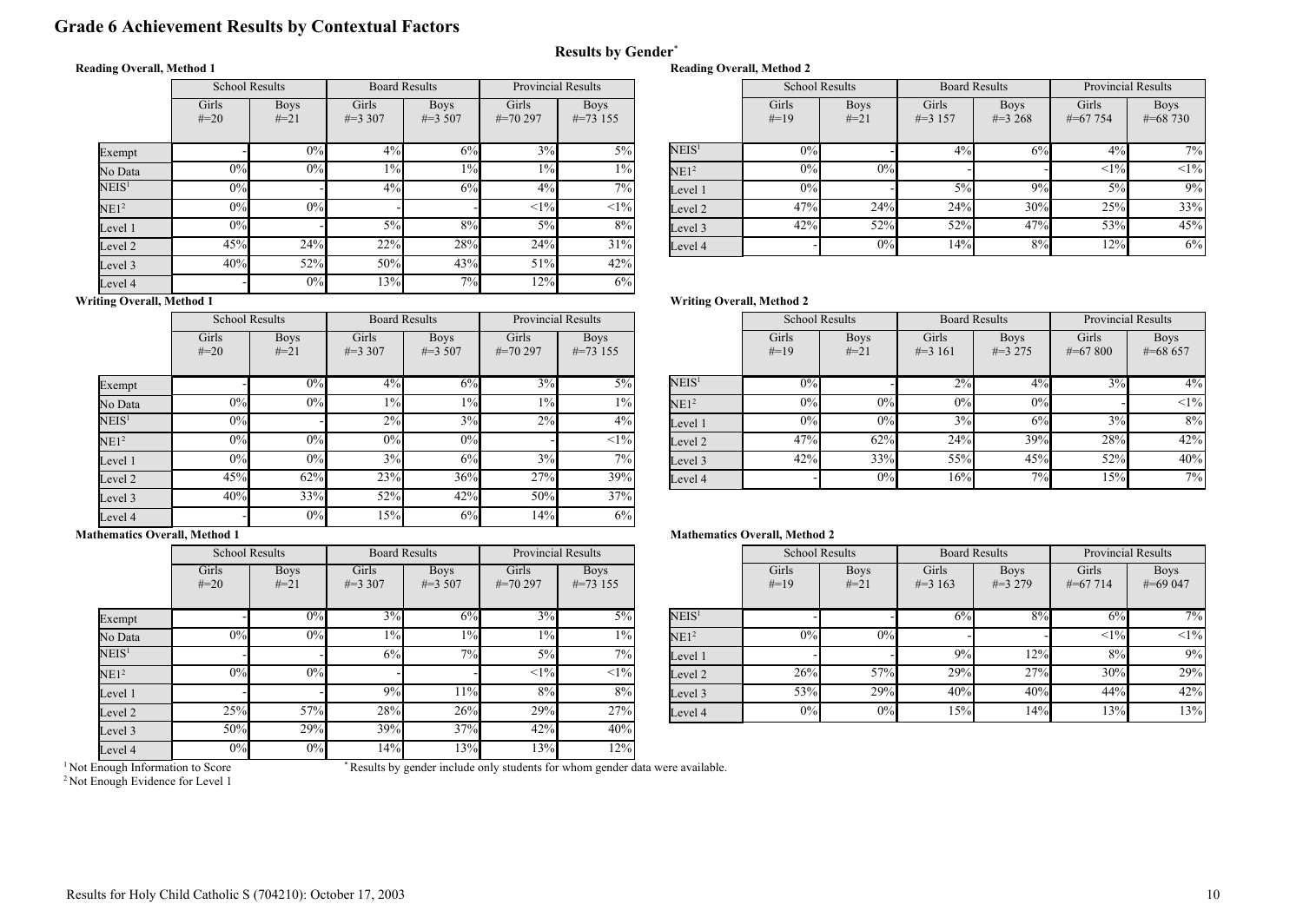# Grade 6 Achievement Results by Contextual Factors

## Results by Gender*

### Reading Overall, Method 1

| | School Results | | Board Results | | Provincial Results | |
|---|---|---|---|---|---|---|
| | Girls #=20 | Boys #=21 | Girls #=3 307 | Boys #=3 507 | Girls #=70 297 | Boys #=73 155 |
| Exempt | - | 0% | 4% | 6% | 3% | 5% |
| No Data | 0% | 0% | 1% | 1% | 1% | 1% |
| NEIS[1] | 0% | - | 4% | 6% | 4% | 7% |
| NE1[2] | 0% | 0% | - | - | <1% | <1% |
| Level 1 | 0% | - | 5% | 8% | 5% | 8% |
| Level 2 | 45% | 24% | 22% | 28% | 24% | 31% |
| Level 3 | 40% | 52% | 50% | 43% | 51% | 42% |
| Level 4 | - | 0% | 13% | 7% | 12% | 6% |

### Reading Overall, Method 2

| | School Results | | Board Results | | Provincial Results | |
|---|---|---|---|---|---|---|
| | Girls #=19 | Boys #=21 | Girls #=3 157 | Boys #=3 268 | Girls #=67 754 | Boys #=68 730 |
| NEIS[1] | 0% | - | 4% | 6% | 4% | 7% |
| NE1[2] | 0% | 0% | - | - | <1% | <1% |
| Level 1 | 0% | - | 5% | 9% | 5% | 9% |
| Level 2 | 47% | 24% | 24% | 30% | 25% | 33% |
| Level 3 | 42% | 52% | 52% | 47% | 53% | 45% |
| Level 4 | - | 0% | 14% | 8% | 12% | 6% |

### Writing Overall, Method 1

| | School Results | | Board Results | | Provincial Results | |
|---|---|---|---|---|---|---|
| | Girls #=20 | Boys #=21 | Girls #=3 307 | Boys #=3 507 | Girls #=70 297 | Boys #=73 155 |
| Exempt | - | 0% | 4% | 6% | 3% | 5% |
| No Data | 0% | 0% | 1% | 1% | 1% | 1% |
| NEIS[1] | 0% | - | 2% | 3% | 2% | 4% |
| NE1[2] | 0% | 0% | 0% | 0% | - | <1% |
| Level 1 | 0% | 0% | 3% | 6% | 3% | 7% |
| Level 2 | 45% | 62% | 23% | 36% | 27% | 39% |
| Level 3 | 40% | 33% | 52% | 42% | 50% | 37% |
| Level 4 | - | 0% | 15% | 6% | 14% | 6% |

### Writing Overall, Method 2

| | School Results | | Board Results | | Provincial Results | |
|---|---|---|---|---|---|---|
| | Girls #=19 | Boys #=21 | Girls #=3 161 | Boys #=3 275 | Girls #=67 800 | Boys #=68 657 |
| NEIS[1] | 0% | - | 2% | 4% | 3% | 4% |
| NE1[2] | 0% | 0% | 0% | 0% | - | <1% |
| Level 1 | 0% | 0% | 3% | 6% | 3% | 8% |
| Level 2 | 47% | 62% | 24% | 39% | 28% | 42% |
| Level 3 | 42% | 33% | 55% | 45% | 52% | 40% |
| Level 4 | - | 0% | 16% | 7% | 15% | 7% |

### Mathematics Overall, Method 1

| | School Results | | Board Results | | Provincial Results | |
|---|---|---|---|---|---|---|
| | Girls #=20 | Boys #=21 | Girls #=3 307 | Boys #=3 507 | Girls #=70 297 | Boys #=73 155 |
| Exempt | - | 0% | 3% | 6% | 3% | 5% |
| No Data | 0% | 0% | 1% | 1% | 1% | 1% |
| NEIS[1] | - | - | 6% | 7% | 5% | 7% |
| NE1[2] | 0% | 0% | - | - | <1% | <1% |
| Level 1 | - | - | 9% | 11% | 8% | 8% |
| Level 2 | 25% | 57% | 28% | 26% | 29% | 27% |
| Level 3 | 50% | 29% | 39% | 37% | 42% | 40% |
| Level 4 | 0% | 0% | 14% | 13% | 13% | 12% |

### Mathematics Overall, Method 2

| | School Results | | Board Results | | Provincial Results | |
|---|---|---|---|---|---|---|
| | Girls #=19 | Boys #=21 | Girls #=3 163 | Boys #=3 279 | Girls #=67 714 | Boys #=69 047 |
| NEIS[1] | - | - | 6% | 8% | 6% | 7% |
| NE1[2] | 0% | 0% | - | - | <1% | <1% |
| Level 1 | - | - | 9% | 12% | 8% | 9% |
| Level 2 | 26% | 57% | 29% | 27% | 30% | 29% |
| Level 3 | 53% | 29% | 40% | 40% | 44% | 42% |
| Level 4 | 0% | 0% | 15% | 14% | 13% | 13% |

[1] Not Enough Information to Score

[2] Not Enough Evidence for Level 1

* Results by gender include only students for whom gender data were available.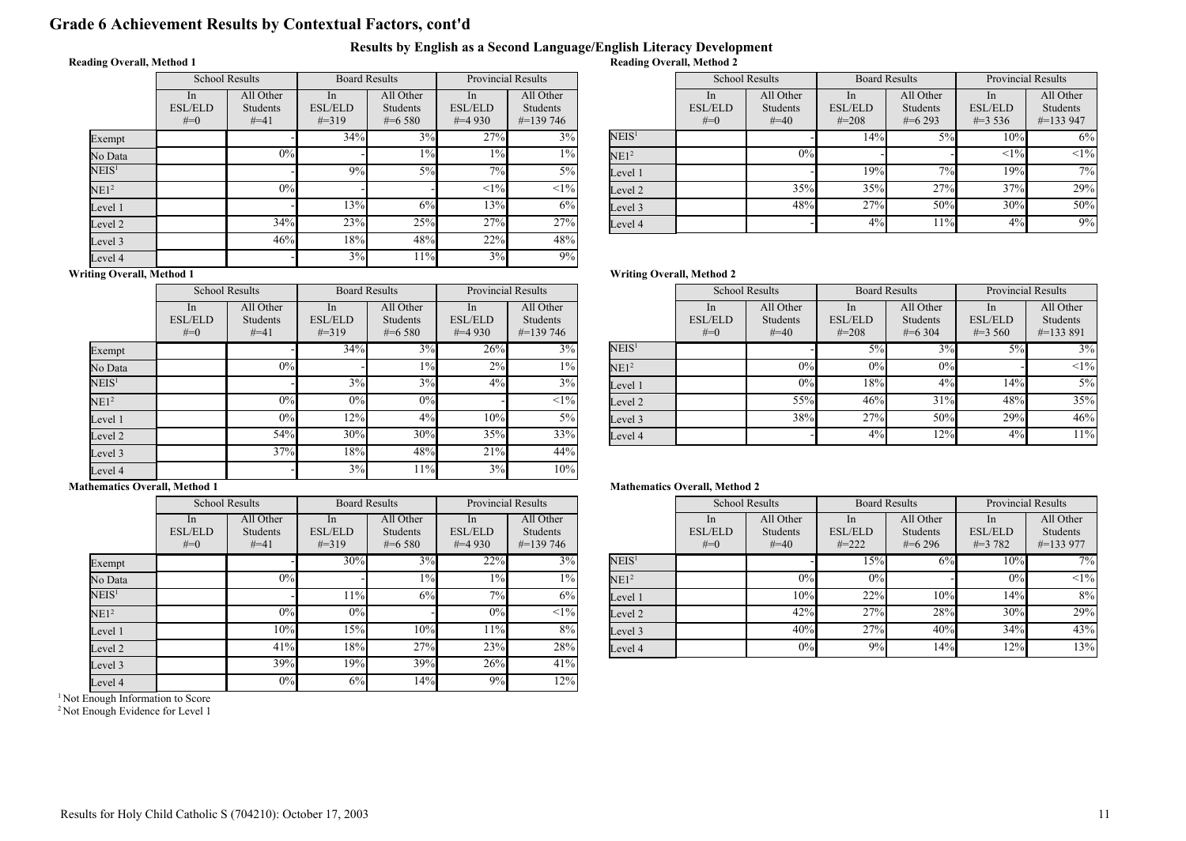# Grade 6 Achievement Results by Contextual Factors, cont'd

## Results by English as a Second Language/English Literacy Development

**Reading Overall, Method 1**

| | School Results | | Board Results | | Provincial Results | |
|---|---|---|---|---|---|---|
| | In ESL/ELD #=0 | All Other Students #=41 | In ESL/ELD #=319 | All Other Students #=6 580 | In ESL/ELD #=4 930 | All Other Students #=139 746 |
| Exempt | | - | 34% | 3% | 27% | 3% |
| No Data | | 0% | - | 1% | 1% | 1% |
| NEIS[1] | | - | 9% | 5% | 7% | 5% |
| NE1[2] | | 0% | - | - | <1% | <1% |
| Level 1 | | - | 13% | 6% | 13% | 6% |
| Level 2 | | 34% | 23% | 25% | 27% | 27% |
| Level 3 | | 46% | 18% | 48% | 22% | 48% |
| Level 4 | | - | 3% | 11% | 3% | 9% |

**Reading Overall, Method 2**

| | School Results | | Board Results | | Provincial Results | |
|---|---|---|---|---|---|---|
| | In ESL/ELD #=0 | All Other Students #=40 | In ESL/ELD #=208 | All Other Students #=6 293 | In ESL/ELD #=3 536 | All Other Students #=133 947 |
| NEIS[1] | | - | 14% | 5% | 10% | 6% |
| NE1[2] | | 0% | - | - | <1% | <1% |
| Level 1 | | - | 19% | 7% | 19% | 7% |
| Level 2 | | 35% | 35% | 27% | 37% | 29% |
| Level 3 | | 48% | 27% | 50% | 30% | 50% |
| Level 4 | | - | 4% | 11% | 4% | 9% |

**Writing Overall, Method 1**

| | School Results | | Board Results | | Provincial Results | |
|---|---|---|---|---|---|---|
| | In ESL/ELD #=0 | All Other Students #=41 | In ESL/ELD #=319 | All Other Students #=6 580 | In ESL/ELD #=4 930 | All Other Students #=139 746 |
| Exempt | | - | 34% | 3% | 26% | 3% |
| No Data | | 0% | - | 1% | 2% | 1% |
| NEIS[1] | | - | 3% | 3% | 4% | 3% |
| NE1[2] | | 0% | 0% | 0% | - | <1% |
| Level 1 | | 0% | 12% | 4% | 10% | 5% |
| Level 2 | | 54% | 30% | 30% | 35% | 33% |
| Level 3 | | 37% | 18% | 48% | 21% | 44% |
| Level 4 | | - | 3% | 11% | 3% | 10% |

**Writing Overall, Method 2**

| | School Results | | Board Results | | Provincial Results | |
|---|---|---|---|---|---|---|
| | In ESL/ELD #=0 | All Other Students #=40 | In ESL/ELD #=208 | All Other Students #=6 304 | In ESL/ELD #=3 560 | All Other Students #=133 891 |
| NEIS[1] | | - | 5% | 3% | 5% | 3% |
| NE1[2] | | 0% | 0% | 0% | - | <1% |
| Level 1 | | 0% | 18% | 4% | 14% | 5% |
| Level 2 | | 55% | 46% | 31% | 48% | 35% |
| Level 3 | | 38% | 27% | 50% | 29% | 46% |
| Level 4 | | - | 4% | 12% | 4% | 11% |

**Mathematics Overall, Method 1**

| | School Results | | Board Results | | Provincial Results | |
|---|---|---|---|---|---|---|
| | In ESL/ELD #=0 | All Other Students #=41 | In ESL/ELD #=319 | All Other Students #=6 580 | In ESL/ELD #=4 930 | All Other Students #=139 746 |
| Exempt | | - | 30% | 3% | 22% | 3% |
| No Data | | 0% | - | 1% | 1% | 1% |
| NEIS[1] | | - | 11% | 6% | 7% | 6% |
| NE1[2] | | 0% | 0% | - | 0% | <1% |
| Level 1 | | 10% | 15% | 10% | 11% | 8% |
| Level 2 | | 41% | 18% | 27% | 23% | 28% |
| Level 3 | | 39% | 19% | 39% | 26% | 41% |
| Level 4 | | 0% | 6% | 14% | 9% | 12% |

**Mathematics Overall, Method 2**

| | School Results | | Board Results | | Provincial Results | |
|---|---|---|---|---|---|---|
| | In ESL/ELD #=0 | All Other Students #=40 | In ESL/ELD #=222 | All Other Students #=6 296 | In ESL/ELD #=3 782 | All Other Students #=133 977 |
| NEIS[1] | | - | 15% | 6% | 10% | 7% |
| NE1[2] | | 0% | 0% | - | 0% | <1% |
| Level 1 | | 10% | 22% | 10% | 14% | 8% |
| Level 2 | | 42% | 27% | 28% | 30% | 29% |
| Level 3 | | 40% | 27% | 40% | 34% | 43% |
| Level 4 | | 0% | 9% | 14% | 12% | 13% |

[1] Not Enough Information to Score
[2] Not Enough Evidence for Level 1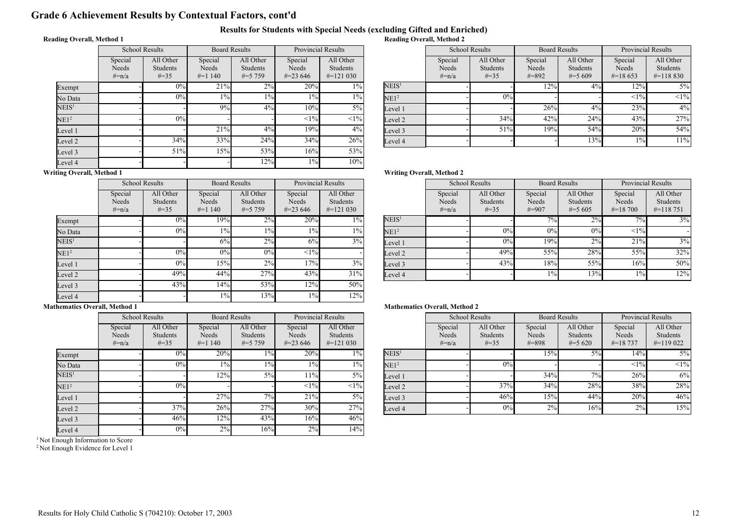# Grade 6 Achievement Results by Contextual Factors, cont'd

## Results for Students with Special Needs (excluding Gifted and Enriched)

### Reading Overall, Method 1

| | School Results | | Board Results | | Provincial Results | |
|---|---|---|---|---|---|---|
| | Special Needs #=n/a | All Other Students #=35 | Special Needs #=1 140 | All Other Students #=5 759 | Special Needs #=23 646 | All Other Students #=121 030 |
| Exempt | - | 0% | 21% | 2% | 20% | 1% |
| No Data | - | 0% | 1% | 1% | 1% | 1% |
| NEIS[1] | - | - | 9% | 4% | 10% | 5% |
| NE1[2] | - | 0% | - | - | <1% | <1% |
| Level 1 | - | - | 21% | 4% | 19% | 4% |
| Level 2 | - | 34% | 33% | 24% | 34% | 26% |
| Level 3 | - | 51% | 15% | 53% | 16% | 53% |
| Level 4 | - | - | - | 12% | 1% | 10% |

### Reading Overall, Method 2

| | School Results | | Board Results | | Provincial Results | |
|---|---|---|---|---|---|---|
| | Special Needs #=n/a | All Other Students #=35 | Special Needs #=892 | All Other Students #=5 609 | Special Needs #=18 653 | All Other Students #=118 830 |
| NEIS[1] | - | - | 12% | 4% | 12% | 5% |
| NE1[2] | - | 0% | - | - | <1% | <1% |
| Level 1 | - | - | 26% | 4% | 23% | 4% |
| Level 2 | - | 34% | 42% | 24% | 43% | 27% |
| Level 3 | - | 51% | 19% | 54% | 20% | 54% |
| Level 4 | - | - | - | 13% | 1% | 11% |

### Writing Overall, Method 1

| | School Results | | Board Results | | Provincial Results | |
|---|---|---|---|---|---|---|
| | Special Needs #=n/a | All Other Students #=35 | Special Needs #=1 140 | All Other Students #=5 759 | Special Needs #=23 646 | All Other Students #=121 030 |
| Exempt | - | 0% | 19% | 2% | 20% | 1% |
| No Data | - | 0% | 1% | 1% | 1% | 1% |
| NEIS[1] | - | - | 6% | 2% | 6% | 3% |
| NE1[2] | - | 0% | 0% | 0% | <1% | - |
| Level 1 | - | 0% | 15% | 2% | 17% | 3% |
| Level 2 | - | 49% | 44% | 27% | 43% | 31% |
| Level 3 | - | 43% | 14% | 53% | 12% | 50% |
| Level 4 | - | - | 1% | 13% | 1% | 12% |

### Writing Overall, Method 2

| | School Results | | Board Results | | Provincial Results | |
|---|---|---|---|---|---|---|
| | Special Needs #=n/a | All Other Students #=35 | Special Needs #=907 | All Other Students #=5 605 | Special Needs #=18 700 | All Other Students #=118 751 |
| NEIS[1] | - | - | 7% | 2% | 7% | 3% |
| NE1[2] | - | 0% | 0% | 0% | <1% | - |
| Level 1 | - | 0% | 19% | 2% | 21% | 3% |
| Level 2 | - | 49% | 55% | 28% | 55% | 32% |
| Level 3 | - | 43% | 18% | 55% | 16% | 50% |
| Level 4 | - | - | 1% | 13% | 1% | 12% |

### Mathematics Overall, Method 1

| | School Results | | Board Results | | Provincial Results | |
|---|---|---|---|---|---|---|
| | Special Needs #=n/a | All Other Students #=35 | Special Needs #=1 140 | All Other Students #=5 759 | Special Needs #=23 646 | All Other Students #=121 030 |
| Exempt | - | 0% | 20% | 1% | 20% | 1% |
| No Data | - | 0% | 1% | 1% | 1% | 1% |
| NEIS[1] | - | - | 12% | 5% | 11% | 5% |
| NE1[2] | - | 0% | - | - | <1% | <1% |
| Level 1 | - | - | 27% | 7% | 21% | 5% |
| Level 2 | - | 37% | 26% | 27% | 30% | 27% |
| Level 3 | - | 46% | 12% | 43% | 16% | 46% |
| Level 4 | - | 0% | 2% | 16% | 2% | 14% |

### Mathematics Overall, Method 2

| | School Results | | Board Results | | Provincial Results | |
|---|---|---|---|---|---|---|
| | Special Needs #=n/a | All Other Students #=35 | Special Needs #=898 | All Other Students #=5 620 | Special Needs #=18 737 | All Other Students #=119 022 |
| NEIS[1] | - | - | 15% | 5% | 14% | 5% |
| NE1[2] | - | 0% | - | - | <1% | <1% |
| Level 1 | - | - | 34% | 7% | 26% | 6% |
| Level 2 | - | 37% | 34% | 28% | 38% | 28% |
| Level 3 | - | 46% | 15% | 44% | 20% | 46% |
| Level 4 | - | 0% | 2% | 16% | 2% | 15% |

[1] Not Enough Information to Score

[2] Not Enough Evidence for Level 1

Results for Holy Child Catholic S (704210): October 17, 2003